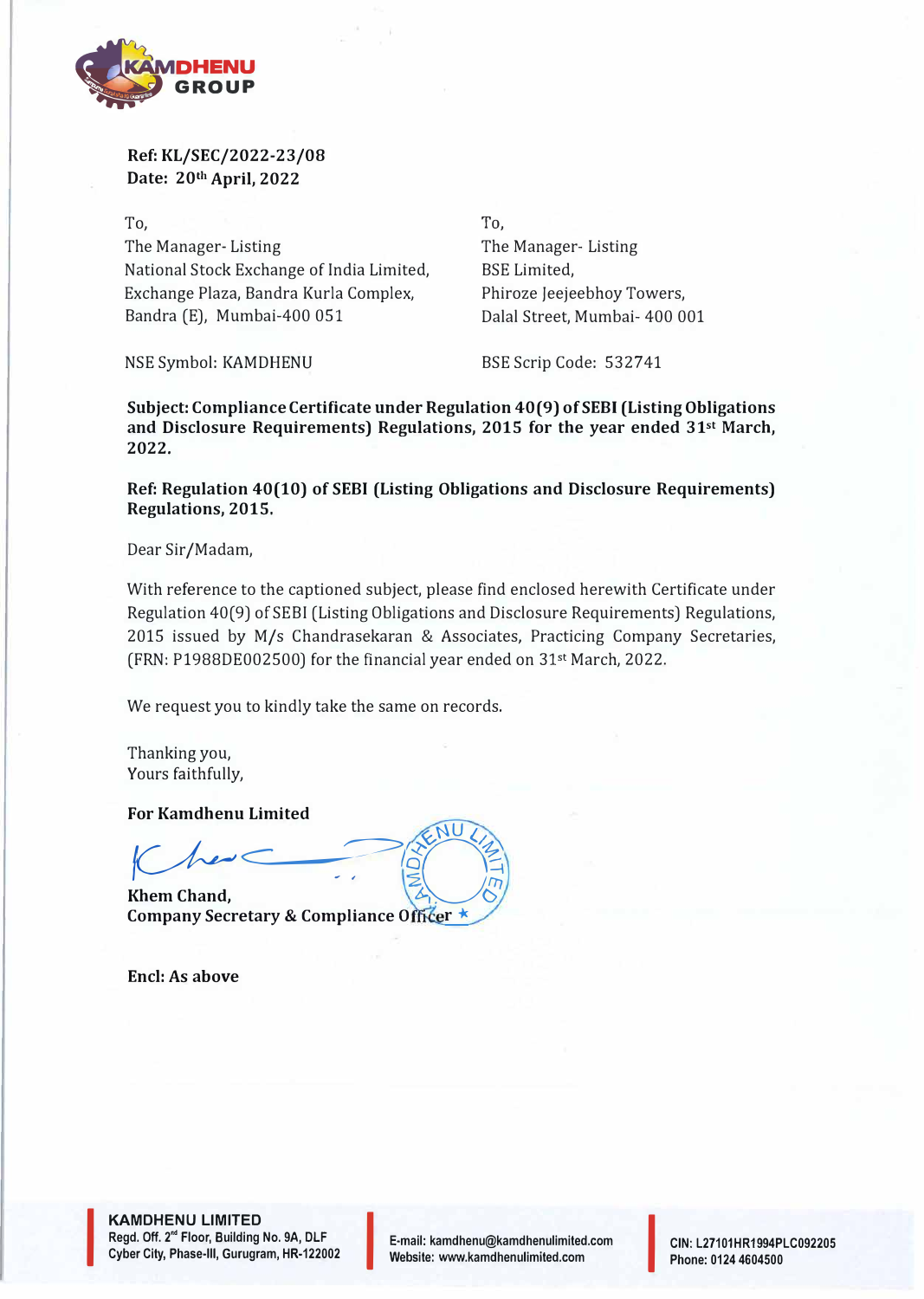KAMDHENU GROUP

**Ref: KL/SEC/2022-23/08**
**Date: 20th April, 2022**

To,
The Manager- Listing
National Stock Exchange of India Limited,
Exchange Plaza, Bandra Kurla Complex,
Bandra (E), Mumbai-400 051

NSE Symbol: KAMDHENU

To,
The Manager- Listing
BSE Limited,
Phiroze Jeejeebhoy Towers,
Dalal Street, Mumbai- 400 001

BSE Scrip Code: 532741

**Subject: Compliance Certificate under Regulation 40(9) of SEBI (Listing Obligations and Disclosure Requirements) Regulations, 2015 for the year ended 31st March, 2022.**

**Ref: Regulation 40(10) of SEBI (Listing Obligations and Disclosure Requirements) Regulations, 2015.**

Dear Sir/Madam,

With reference to the captioned subject, please find enclosed herewith Certificate under Regulation 40(9) of SEBI (Listing Obligations and Disclosure Requirements) Regulations, 2015 issued by M/s Chandrasekaran & Associates, Practicing Company Secretaries, (FRN: P1988DE002500) for the financial year ended on 31st March, 2022.

We request you to kindly take the same on records.

Thanking you,
Yours faithfully,

**For Kamdhenu Limited**

**Khem Chand,**
**Company Secretary & Compliance Officer**

**Encl: As above**

**KAMDHENU LIMITED**
Regd. Off. 2nd Floor, Building No. 9A, DLF Cyber City, Phase-III, Gurugram, HR-122002
E-mail: kamdhenu@kamdhenulimited.com
Website: www.kamdhenulimited.com
CIN: L27101HR1994PLC092205
Phone: 0124 4604500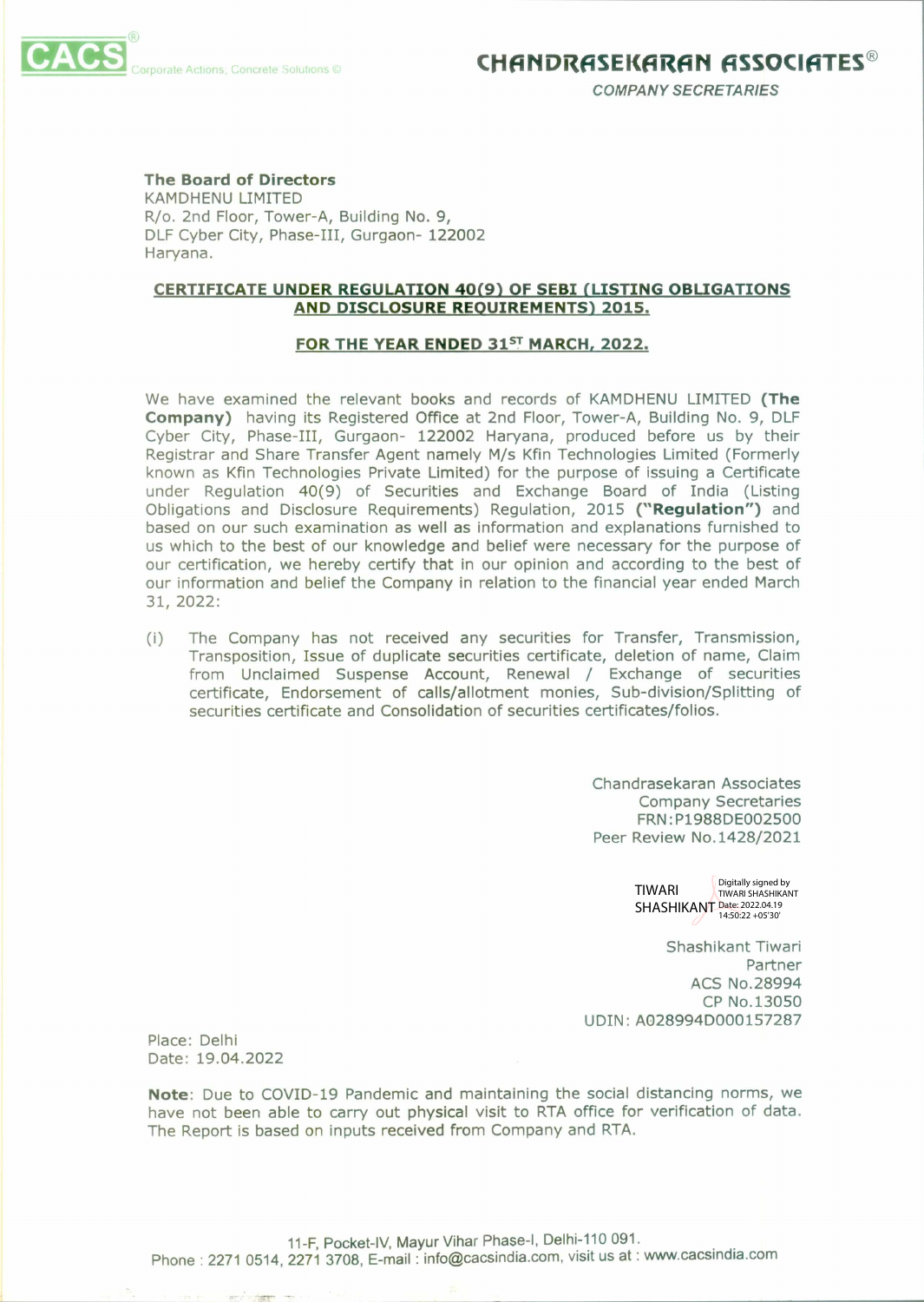CACS® Corporate Actions; Concrete Solutions ©

**CHANDRASEKARAN ASSOCIATES®**
*COMPANY SECRETARIES*

**The Board of Directors**
KAMDHENU LIMITED
R/o. 2nd Floor, Tower-A, Building No. 9,
DLF Cyber City, Phase-III, Gurgaon- 122002
Haryana.

## CERTIFICATE UNDER REGULATION 40(9) OF SEBI (LISTING OBLIGATIONS AND DISCLOSURE REQUIREMENTS) 2015.

## FOR THE YEAR ENDED 31ST MARCH, 2022.

We have examined the relevant books and records of KAMDHENU LIMITED **(The Company)** having its Registered Office at 2nd Floor, Tower-A, Building No. 9, DLF Cyber City, Phase-III, Gurgaon- 122002 Haryana, produced before us by their Registrar and Share Transfer Agent namely M/s Kfin Technologies Limited (Formerly known as Kfin Technologies Private Limited) for the purpose of issuing a Certificate under Regulation 40(9) of Securities and Exchange Board of India (Listing Obligations and Disclosure Requirements) Regulation, 2015 **("Regulation")** and based on our such examination as well as information and explanations furnished to us which to the best of our knowledge and belief were necessary for the purpose of our certification, we hereby certify that in our opinion and according to the best of our information and belief the Company in relation to the financial year ended March 31, 2022:

(i) The Company has not received any securities for Transfer, Transmission, Transposition, Issue of duplicate securities certificate, deletion of name, Claim from Unclaimed Suspense Account, Renewal / Exchange of securities certificate, Endorsement of calls/allotment monies, Sub-division/Splitting of securities certificate and Consolidation of securities certificates/folios.

Chandrasekaran Associates
Company Secretaries
FRN:P1988DE002500
Peer Review No.1428/2021

TIWARI SHASHIKANT
Digitally signed by TIWARI SHASHIKANT
Date: 2022.04.19 14:50:22 +05'30'

Shashikant Tiwari
Partner
ACS No.28994
CP No.13050
UDIN: A028994D000157287

Place: Delhi
Date: 19.04.2022

**Note**: Due to COVID-19 Pandemic and maintaining the social distancing norms, we have not been able to carry out physical visit to RTA office for verification of data. The Report is based on inputs received from Company and RTA.

11-F, Pocket-IV, Mayur Vihar Phase-I, Delhi-110 091.
Phone : 2271 0514, 2271 3708, E-mail : info@cacsindia.com, visit us at : www.cacsindia.com